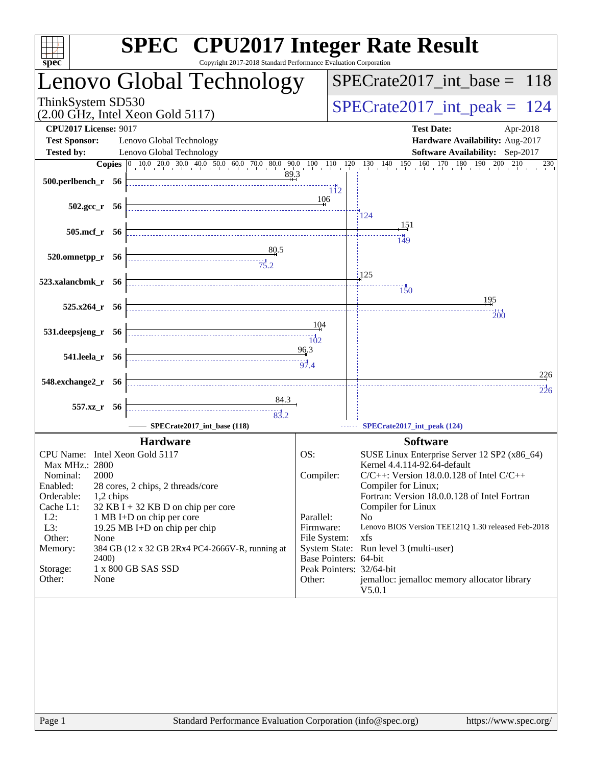# SPEC CPU2017 Integer Rate Result

Copyright 2017-2018 Standard Performance Evaluation Corporation

## Lenovo Global Technology

ThinkSystem SD530
(2.00 GHz, Intel Xeon Gold 5117)

SPECrate2017_int_base = 118

SPECrate2017_int_peak = 124

**CPU2017 License:** 9017
**Test Sponsor:** Lenovo Global Technology
**Tested by:** Lenovo Global Technology

**Test Date:** Apr-2018
**Hardware Availability:** Aug-2017
**Software Availability:** Sep-2017

Copies 0 10.0 20.0 30.0 40.0 50.0 60.0 70.0 80.0 90.0 100 110 120 130 140 150 160 170 180 190 200 210 230

500.perlbench_r 56 89.3 112
502.gcc_r 56 106 124
505.mcf_r 56 151 149
520.omnetpp_r 56 80.5 75.2
523.xalancbmk_r 56 125 150
525.x264_r 56 195 200
531.deepsjeng_r 56 104 102
541.leela_r 56 96.3 97.4
548.exchange2_r 56 226 226
557.xz_r 56 84.3 83.2

SPECrate2017_int_base (118)
SPECrate2017_int_peak (124)

### Hardware

| | |
|---|---|
| CPU Name: | Intel Xeon Gold 5117 |
| Max MHz.: | 2800 |
| Nominal: | 2000 |
| Enabled: | 28 cores, 2 chips, 2 threads/core |
| Orderable: | 1,2 chips |
| Cache L1: | 32 KB I + 32 KB D on chip per core |
| L2: | 1 MB I+D on chip per core |
| L3: | 19.25 MB I+D on chip per chip |
| Other: | None |
| Memory: | 384 GB (12 x 32 GB 2Rx4 PC4-2666V-R, running at 2400) |
| Storage: | 1 x 800 GB SAS SSD |
| Other: | None |

### Software

| | |
|---|---|
| OS: | SUSE Linux Enterprise Server 12 SP2 (x86_64) Kernel 4.4.114-92.64-default |
| Compiler: | C/C++: Version 18.0.0.128 of Intel C/C++ Compiler for Linux; Fortran: Version 18.0.0.128 of Intel Fortran Compiler for Linux |
| Parallel: | No |
| Firmware: | Lenovo BIOS Version TEE121Q 1.30 released Feb-2018 |
| File System: | xfs |
| System State: | Run level 3 (multi-user) |
| Base Pointers: | 64-bit |
| Peak Pointers: | 32/64-bit |
| Other: | jemalloc: jemalloc memory allocator library V5.0.1 |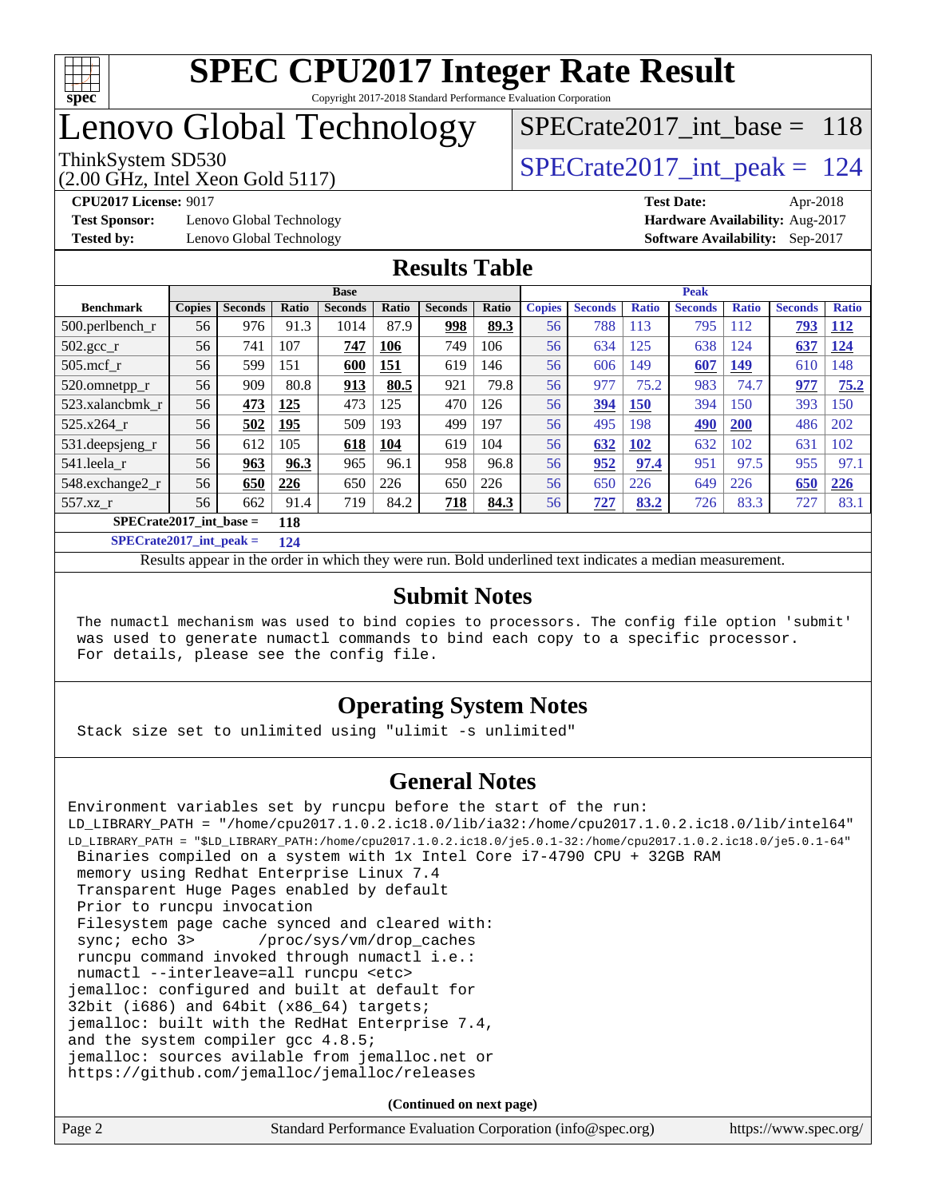# SPEC CPU2017 Integer Rate Result

Copyright 2017-2018 Standard Performance Evaluation Corporation

# Lenovo Global Technology

ThinkSystem SD530
(2.00 GHz, Intel Xeon Gold 5117)

SPECrate2017_int_base = 118

SPECrate2017_int_peak = 124

**CPU2017 License:** 9017
**Test Sponsor:** Lenovo Global Technology
**Tested by:** Lenovo Global Technology

**Test Date:** Apr-2018
**Hardware Availability:** Aug-2017
**Software Availability:** Sep-2017

## Results Table

| | Base | | | | | | | Peak | | | | | | |
|---|---|---|---|---|---|---|---|---|---|---|---|---|---|---|
| **Benchmark** | **Copies** | **Seconds** | **Ratio** | **Seconds** | **Ratio** | **Seconds** | **Ratio** | **Copies** | **Seconds** | **Ratio** | **Seconds** | **Ratio** | **Seconds** | **Ratio** |
| 500.perlbench_r | 56 | 976 | 91.3 | 1014 | 87.9 | **998** | **89.3** | 56 | 788 | 113 | 795 | 112 | **793** | **112** |
| 502.gcc_r | 56 | 741 | 107 | **747** | **106** | 749 | 106 | 56 | 634 | 125 | 638 | 124 | **637** | **124** |
| 505.mcf_r | 56 | 599 | 151 | **600** | **151** | 619 | 146 | 56 | 606 | 149 | **607** | **149** | 610 | 148 |
| 520.omnetpp_r | 56 | 909 | 80.8 | **913** | **80.5** | 921 | 79.8 | 56 | 977 | 75.2 | 983 | 74.7 | **977** | **75.2** |
| 523.xalancbmk_r | 56 | **473** | **125** | 473 | 125 | 470 | 126 | 56 | **394** | **150** | 394 | 150 | 393 | 150 |
| 525.x264_r | 56 | **502** | **195** | 509 | 193 | 499 | 197 | 56 | 495 | 198 | **490** | **200** | 486 | 202 |
| 531.deepsjeng_r | 56 | 612 | 105 | **618** | **104** | 619 | 104 | 56 | **632** | **102** | 632 | 102 | 631 | 102 |
| 541.leela_r | 56 | **963** | **96.3** | 965 | 96.1 | 958 | 96.8 | 56 | **952** | **97.4** | 951 | 97.5 | 955 | 97.1 |
| 548.exchange2_r | 56 | **650** | **226** | 650 | 226 | 650 | 226 | 56 | 650 | 226 | 649 | 226 | **650** | **226** |
| 557.xz_r | 56 | 662 | 91.4 | 719 | 84.2 | **718** | **84.3** | 56 | **727** | **83.2** | 726 | 83.3 | 727 | 83.1 |

**SPECrate2017_int_base = 118**

**SPECrate2017_int_peak = 124**

Results appear in the order in which they were run. Bold underlined text indicates a median measurement.

## Submit Notes

```
The numactl mechanism was used to bind copies to processors. The config file option 'submit'
was used to generate numactl commands to bind each copy to a specific processor.
For details, please see the config file.
```

## Operating System Notes

```
Stack size set to unlimited using "ulimit -s unlimited"
```

## General Notes

```
Environment variables set by runcpu before the start of the run:
LD_LIBRARY_PATH = "/home/cpu2017.1.0.2.ic18.0/lib/ia32:/home/cpu2017.1.0.2.ic18.0/lib/intel64"
LD_LIBRARY_PATH = "$LD_LIBRARY_PATH:/home/cpu2017.1.0.2.ic18.0/je5.0.1-32:/home/cpu2017.1.0.2.ic18.0/je5.0.1-64"
 Binaries compiled on a system with 1x Intel Core i7-4790 CPU + 32GB RAM
 memory using Redhat Enterprise Linux 7.4
 Transparent Huge Pages enabled by default
 Prior to runcpu invocation
 Filesystem page cache synced and cleared with:
 sync; echo 3>       /proc/sys/vm/drop_caches
 runcpu command invoked through numactl i.e.:
 numactl --interleave=all runcpu <etc>
jemalloc: configured and built at default for
32bit (i686) and 64bit (x86_64) targets;
jemalloc: built with the RedHat Enterprise 7.4,
and the system compiler gcc 4.8.5;
jemalloc: sources avilable from jemalloc.net or
https://github.com/jemalloc/jemalloc/releases
```

**(Continued on next page)**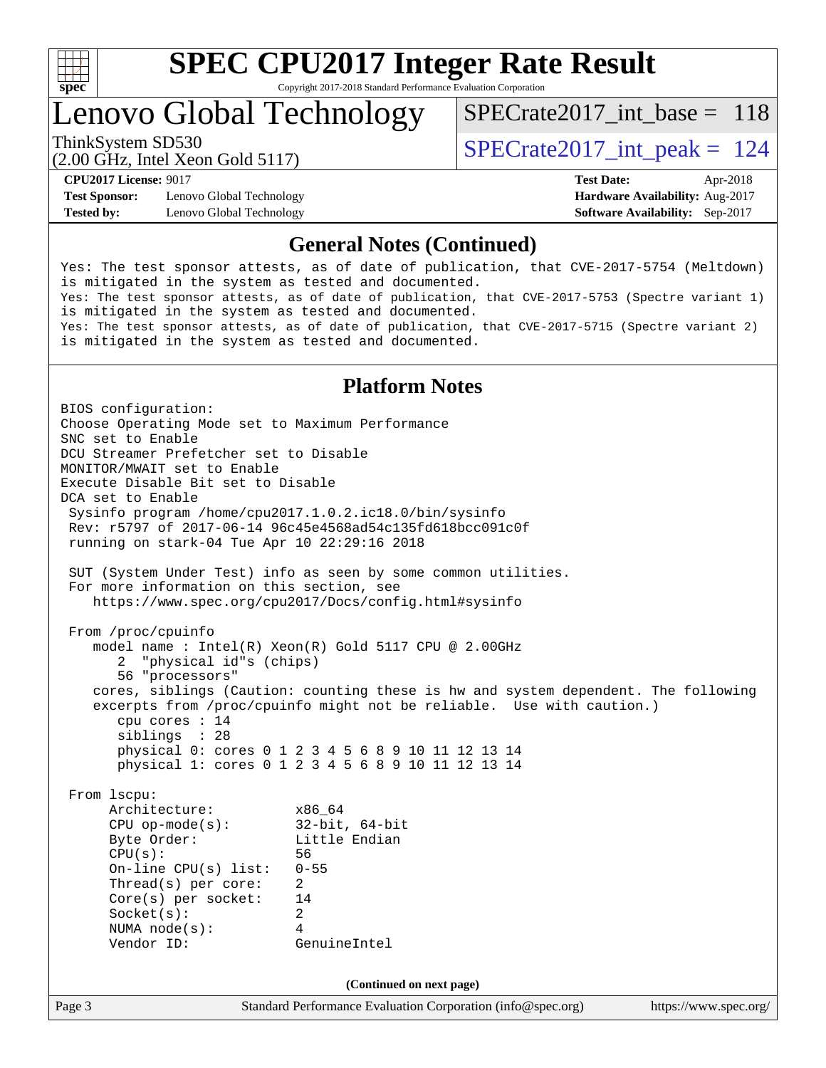# SPEC CPU2017 Integer Rate Result

Copyright 2017-2018 Standard Performance Evaluation Corporation

## Lenovo Global Technology

ThinkSystem SD530
(2.00 GHz, Intel Xeon Gold 5117)

SPECrate2017_int_base = 118

SPECrate2017_int_peak = 124

**CPU2017 License:** 9017
**Test Sponsor:** Lenovo Global Technology
**Tested by:** Lenovo Global Technology

**Test Date:** Apr-2018
**Hardware Availability:** Aug-2017
**Software Availability:** Sep-2017

### General Notes (Continued)

```
Yes: The test sponsor attests, as of date of publication, that CVE-2017-5754 (Meltdown)
is mitigated in the system as tested and documented.
Yes: The test sponsor attests, as of date of publication, that CVE-2017-5753 (Spectre variant 1)
is mitigated in the system as tested and documented.
Yes: The test sponsor attests, as of date of publication, that CVE-2017-5715 (Spectre variant 2)
is mitigated in the system as tested and documented.
```

### Platform Notes

```
BIOS configuration:
Choose Operating Mode set to Maximum Performance
SNC set to Enable
DCU Streamer Prefetcher set to Disable
MONITOR/MWAIT set to Enable
Execute Disable Bit set to Disable
DCA set to Enable
 Sysinfo program /home/cpu2017.1.0.2.ic18.0/bin/sysinfo
 Rev: r5797 of 2017-06-14 96c45e4568ad54c135fd618bcc091c0f
 running on stark-04 Tue Apr 10 22:29:16 2018

 SUT (System Under Test) info as seen by some common utilities.
 For more information on this section, see
    https://www.spec.org/cpu2017/Docs/config.html#sysinfo

 From /proc/cpuinfo
    model name : Intel(R) Xeon(R) Gold 5117 CPU @ 2.00GHz
       2  "physical id"s (chips)
       56 "processors"
    cores, siblings (Caution: counting these is hw and system dependent. The following
    excerpts from /proc/cpuinfo might not be reliable.  Use with caution.)
       cpu cores : 14
       siblings  : 28
       physical 0: cores 0 1 2 3 4 5 6 8 9 10 11 12 13 14
       physical 1: cores 0 1 2 3 4 5 6 8 9 10 11 12 13 14

 From lscpu:
      Architecture:          x86_64
      CPU op-mode(s):        32-bit, 64-bit
      Byte Order:            Little Endian
      CPU(s):                56
      On-line CPU(s) list:   0-55
      Thread(s) per core:    2
      Core(s) per socket:    14
      Socket(s):             2
      NUMA node(s):          4
      Vendor ID:             GenuineIntel
```

(Continued on next page)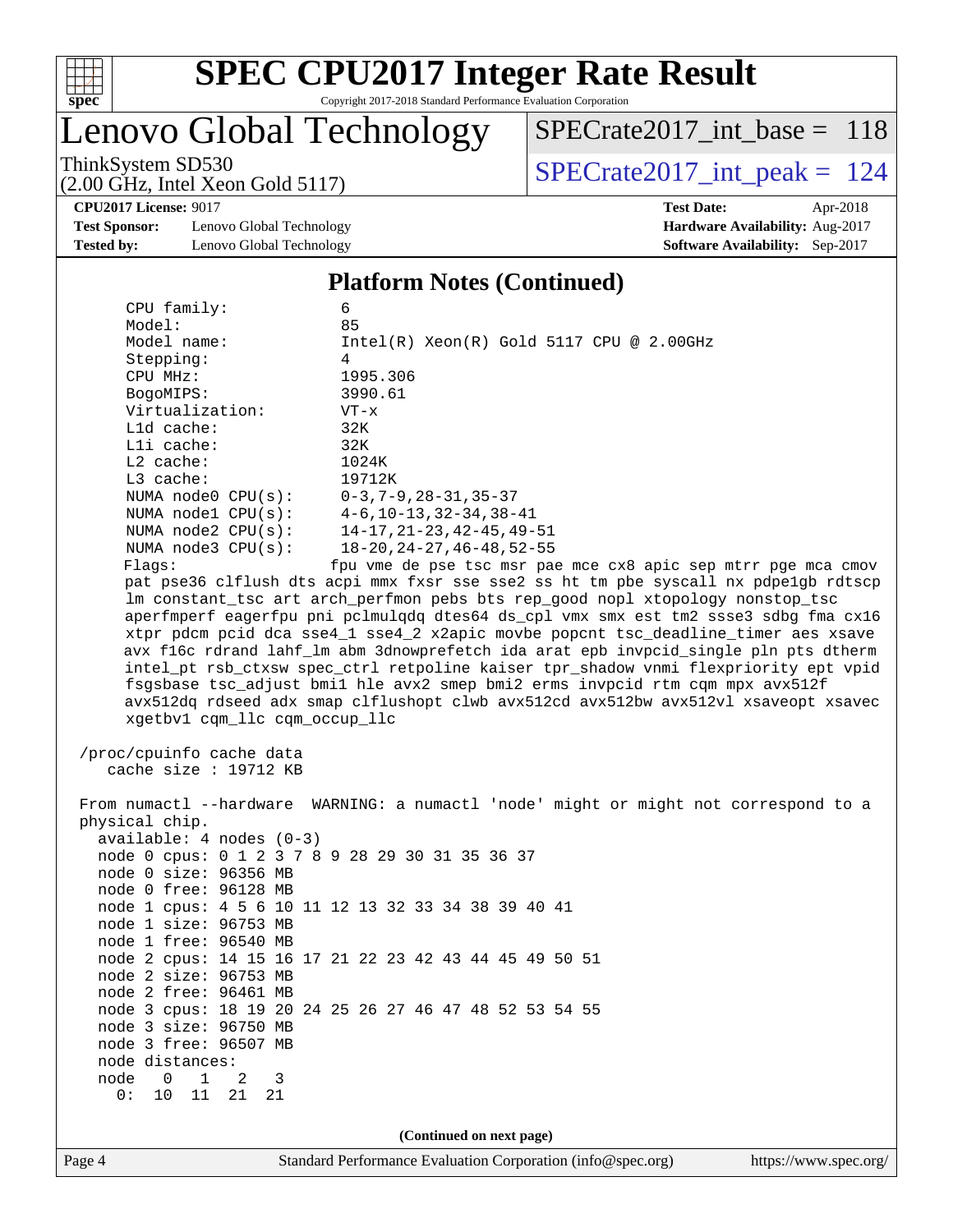# SPEC CPU2017 Integer Rate Result

Copyright 2017-2018 Standard Performance Evaluation Corporation

## Lenovo Global Technology

ThinkSystem SD530
(2.00 GHz, Intel Xeon Gold 5117)

SPECrate2017_int_base = 118

SPECrate2017_int_peak = 124

**CPU2017 License:** 9017
**Test Sponsor:** Lenovo Global Technology
**Tested by:** Lenovo Global Technology

**Test Date:** Apr-2018
**Hardware Availability:** Aug-2017
**Software Availability:** Sep-2017

### Platform Notes (Continued)

```
     CPU family:            6
     Model:                 85
     Model name:            Intel(R) Xeon(R) Gold 5117 CPU @ 2.00GHz
     Stepping:              4
     CPU MHz:               1995.306
     BogoMIPS:              3990.61
     Virtualization:        VT-x
     L1d cache:             32K
     L1i cache:             32K
     L2 cache:              1024K
     L3 cache:              19712K
     NUMA node0 CPU(s):     0-3,7-9,28-31,35-37
     NUMA node1 CPU(s):     4-6,10-13,32-34,38-41
     NUMA node2 CPU(s):     14-17,21-23,42-45,49-51
     NUMA node3 CPU(s):     18-20,24-27,46-48,52-55
     Flags:                fpu vme de pse tsc msr pae mce cx8 apic sep mtrr pge mca cmov
     pat pse36 clflush dts acpi mmx fxsr sse sse2 ss ht tm pbe syscall nx pdpe1gb rdtscp
     lm constant_tsc art arch_perfmon pebs bts rep_good nopl xtopology nonstop_tsc
     aperfmperf eagerfpu pni pclmulqdq dtes64 ds_cpl vmx smx est tm2 ssse3 sdbg fma cx16
     xtpr pdcm pcid dca sse4_1 sse4_2 x2apic movbe popcnt tsc_deadline_timer aes xsave
     avx f16c rdrand lahf_lm abm 3dnowprefetch ida arat epb invpcid_single pln pts dtherm
     intel_pt rsb_ctxsw spec_ctrl retpoline kaiser tpr_shadow vnmi flexpriority ept vpid
     fsgsbase tsc_adjust bmi1 hle avx2 smep bmi2 erms invpcid rtm cqm mpx avx512f
     avx512dq rdseed adx smap clflushopt clwb avx512cd avx512bw avx512vl xsaveopt xsavec
     xgetbv1 cqm_llc cqm_occup_llc

 /proc/cpuinfo cache data
    cache size : 19712 KB

 From numactl --hardware  WARNING: a numactl 'node' might or might not correspond to a
 physical chip.
   available: 4 nodes (0-3)
   node 0 cpus: 0 1 2 3 7 8 9 28 29 30 31 35 36 37
   node 0 size: 96356 MB
   node 0 free: 96128 MB
   node 1 cpus: 4 5 6 10 11 12 13 32 33 34 38 39 40 41
   node 1 size: 96753 MB
   node 1 free: 96540 MB
   node 2 cpus: 14 15 16 17 21 22 23 42 43 44 45 49 50 51
   node 2 size: 96753 MB
   node 2 free: 96461 MB
   node 3 cpus: 18 19 20 24 25 26 27 46 47 48 52 53 54 55
   node 3 size: 96750 MB
   node 3 free: 96507 MB
   node distances:
   node   0   1   2   3
     0:  10  11  21  21
```

(Continued on next page)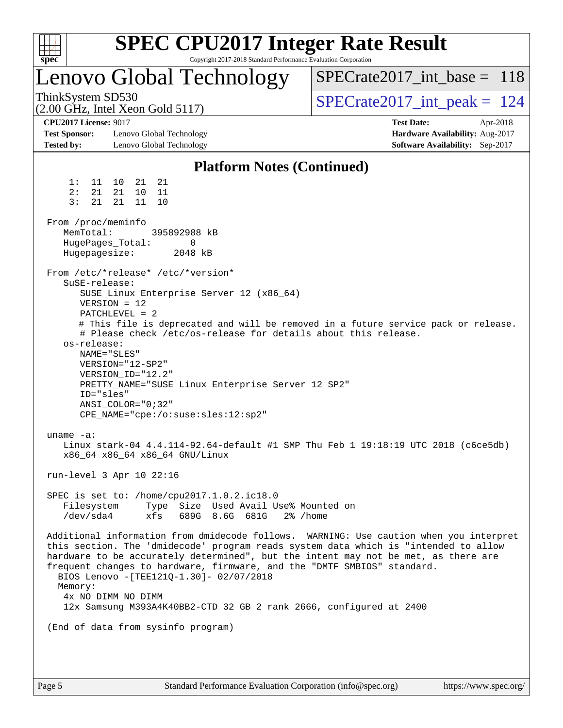# SPEC CPU2017 Integer Rate Result

Copyright 2017-2018 Standard Performance Evaluation Corporation

## Lenovo Global Technology

ThinkSystem SD530
(2.00 GHz, Intel Xeon Gold 5117)

SPECrate2017_int_base = 118

SPECrate2017_int_peak = 124

**CPU2017 License:** 9017
**Test Sponsor:** Lenovo Global Technology
**Tested by:** Lenovo Global Technology

**Test Date:** Apr-2018
**Hardware Availability:** Aug-2017
**Software Availability:** Sep-2017

### Platform Notes (Continued)

```
     1:  11  10  21  21
     2:  21  21  10  11
     3:  21  21  11  10

 From /proc/meminfo
    MemTotal:       395892988 kB
    HugePages_Total:       0
    Hugepagesize:       2048 kB

 From /etc/*release* /etc/*version*
    SuSE-release:
       SUSE Linux Enterprise Server 12 (x86_64)
       VERSION = 12
       PATCHLEVEL = 2
       # This file is deprecated and will be removed in a future service pack or release.
       # Please check /etc/os-release for details about this release.
    os-release:
       NAME="SLES"
       VERSION="12-SP2"
       VERSION_ID="12.2"
       PRETTY_NAME="SUSE Linux Enterprise Server 12 SP2"
       ID="sles"
       ANSI_COLOR="0;32"
       CPE_NAME="cpe:/o:suse:sles:12:sp2"

 uname -a:
    Linux stark-04 4.4.114-92.64-default #1 SMP Thu Feb 1 19:18:19 UTC 2018 (c6ce5db)
    x86_64 x86_64 x86_64 GNU/Linux

 run-level 3 Apr 10 22:16

 SPEC is set to: /home/cpu2017.1.0.2.ic18.0
    Filesystem     Type  Size  Used Avail Use% Mounted on
    /dev/sda4      xfs   689G  8.6G  681G   2% /home

 Additional information from dmidecode follows.  WARNING: Use caution when you interpret
 this section. The 'dmidecode' program reads system data which is "intended to allow
 hardware to be accurately determined", but the intent may not be met, as there are
 frequent changes to hardware, firmware, and the "DMTF SMBIOS" standard.
   BIOS Lenovo -[TEE121Q-1.30]- 02/07/2018
   Memory:
    4x NO DIMM NO DIMM
    12x Samsung M393A4K40BB2-CTD 32 GB 2 rank 2666, configured at 2400

 (End of data from sysinfo program)
```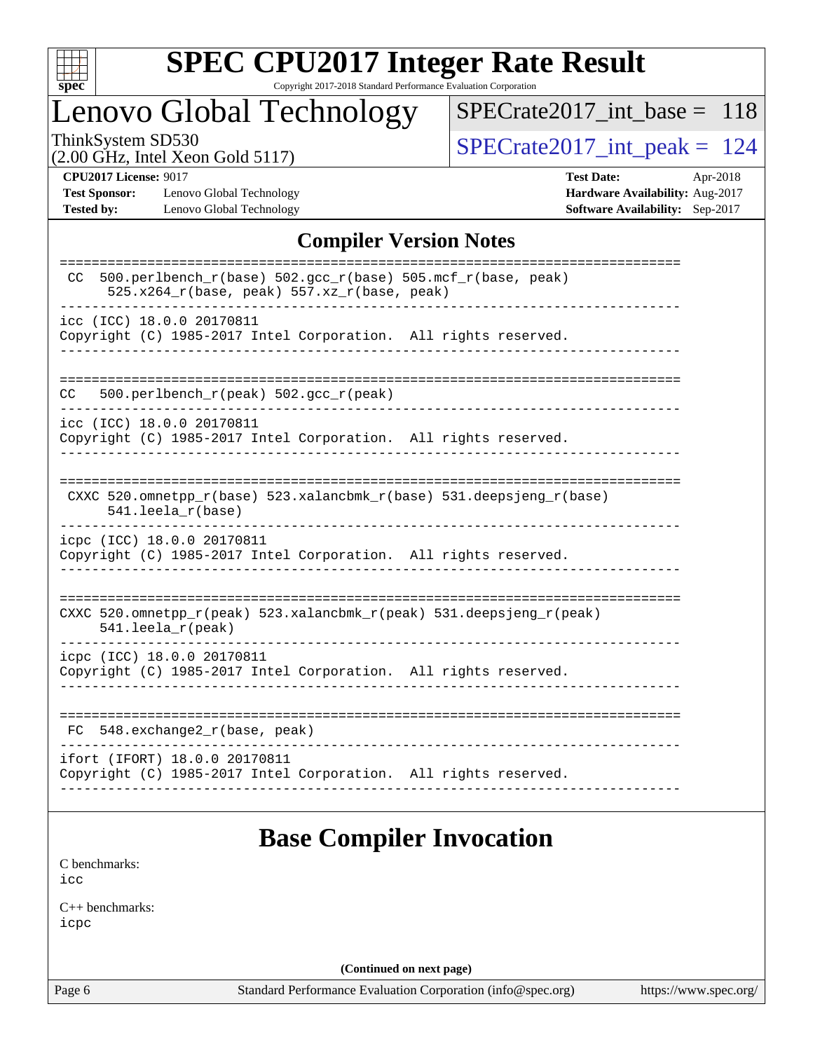## Compiler Version Notes

```
==============================================================================
 CC  500.perlbench_r(base) 502.gcc_r(base) 505.mcf_r(base, peak)
      525.x264_r(base, peak) 557.xz_r(base, peak)
------------------------------------------------------------------------------
icc (ICC) 18.0.0 20170811
Copyright (C) 1985-2017 Intel Corporation.  All rights reserved.
------------------------------------------------------------------------------

==============================================================================
CC   500.perlbench_r(peak) 502.gcc_r(peak)
------------------------------------------------------------------------------
icc (ICC) 18.0.0 20170811
Copyright (C) 1985-2017 Intel Corporation.  All rights reserved.
------------------------------------------------------------------------------

==============================================================================
 CXXC 520.omnetpp_r(base) 523.xalancbmk_r(base) 531.deepsjeng_r(base)
      541.leela_r(base)
------------------------------------------------------------------------------
icpc (ICC) 18.0.0 20170811
Copyright (C) 1985-2017 Intel Corporation.  All rights reserved.
------------------------------------------------------------------------------

==============================================================================
CXXC 520.omnetpp_r(peak) 523.xalancbmk_r(peak) 531.deepsjeng_r(peak)
     541.leela_r(peak)
------------------------------------------------------------------------------
icpc (ICC) 18.0.0 20170811
Copyright (C) 1985-2017 Intel Corporation.  All rights reserved.
------------------------------------------------------------------------------

==============================================================================
 FC  548.exchange2_r(base, peak)
------------------------------------------------------------------------------
ifort (IFORT) 18.0.0 20170811
Copyright (C) 1985-2017 Intel Corporation.  All rights reserved.
------------------------------------------------------------------------------
```

## Base Compiler Invocation

C benchmarks:
icc

C++ benchmarks:
icpc

**(Continued on next page)**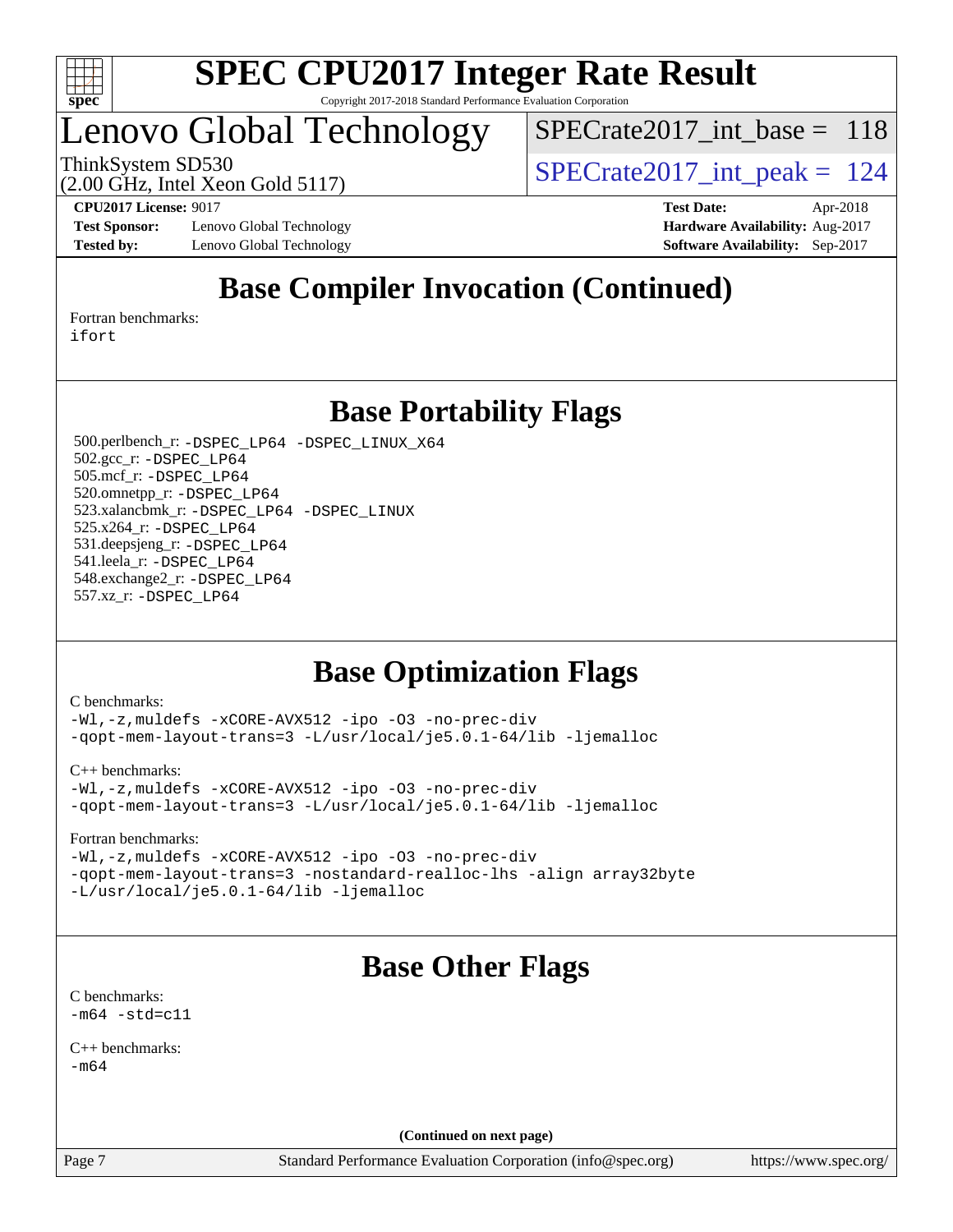# SPEC CPU2017 Integer Rate Result

Copyright 2017-2018 Standard Performance Evaluation Corporation

# Lenovo Global Technology

ThinkSystem SD530
(2.00 GHz, Intel Xeon Gold 5117)

SPECrate2017_int_base = 118

SPECrate2017_int_peak = 124

**CPU2017 License:** 9017
**Test Sponsor:** Lenovo Global Technology
**Tested by:** Lenovo Global Technology

**Test Date:** Apr-2018
**Hardware Availability:** Aug-2017
**Software Availability:** Sep-2017

## Base Compiler Invocation (Continued)

Fortran benchmarks:
ifort

## Base Portability Flags

500.perlbench_r: -DSPEC_LP64 -DSPEC_LINUX_X64
502.gcc_r: -DSPEC_LP64
505.mcf_r: -DSPEC_LP64
520.omnetpp_r: -DSPEC_LP64
523.xalancbmk_r: -DSPEC_LP64 -DSPEC_LINUX
525.x264_r: -DSPEC_LP64
531.deepsjeng_r: -DSPEC_LP64
541.leela_r: -DSPEC_LP64
548.exchange2_r: -DSPEC_LP64
557.xz_r: -DSPEC_LP64

## Base Optimization Flags

C benchmarks:
-Wl,-z,muldefs -xCORE-AVX512 -ipo -O3 -no-prec-div
-qopt-mem-layout-trans=3 -L/usr/local/je5.0.1-64/lib -ljemalloc

C++ benchmarks:
-Wl,-z,muldefs -xCORE-AVX512 -ipo -O3 -no-prec-div
-qopt-mem-layout-trans=3 -L/usr/local/je5.0.1-64/lib -ljemalloc

Fortran benchmarks:
-Wl,-z,muldefs -xCORE-AVX512 -ipo -O3 -no-prec-div
-qopt-mem-layout-trans=3 -nostandard-realloc-lhs -align array32byte
-L/usr/local/je5.0.1-64/lib -ljemalloc

## Base Other Flags

C benchmarks:
-m64 -std=c11

C++ benchmarks:
-m64

(Continued on next page)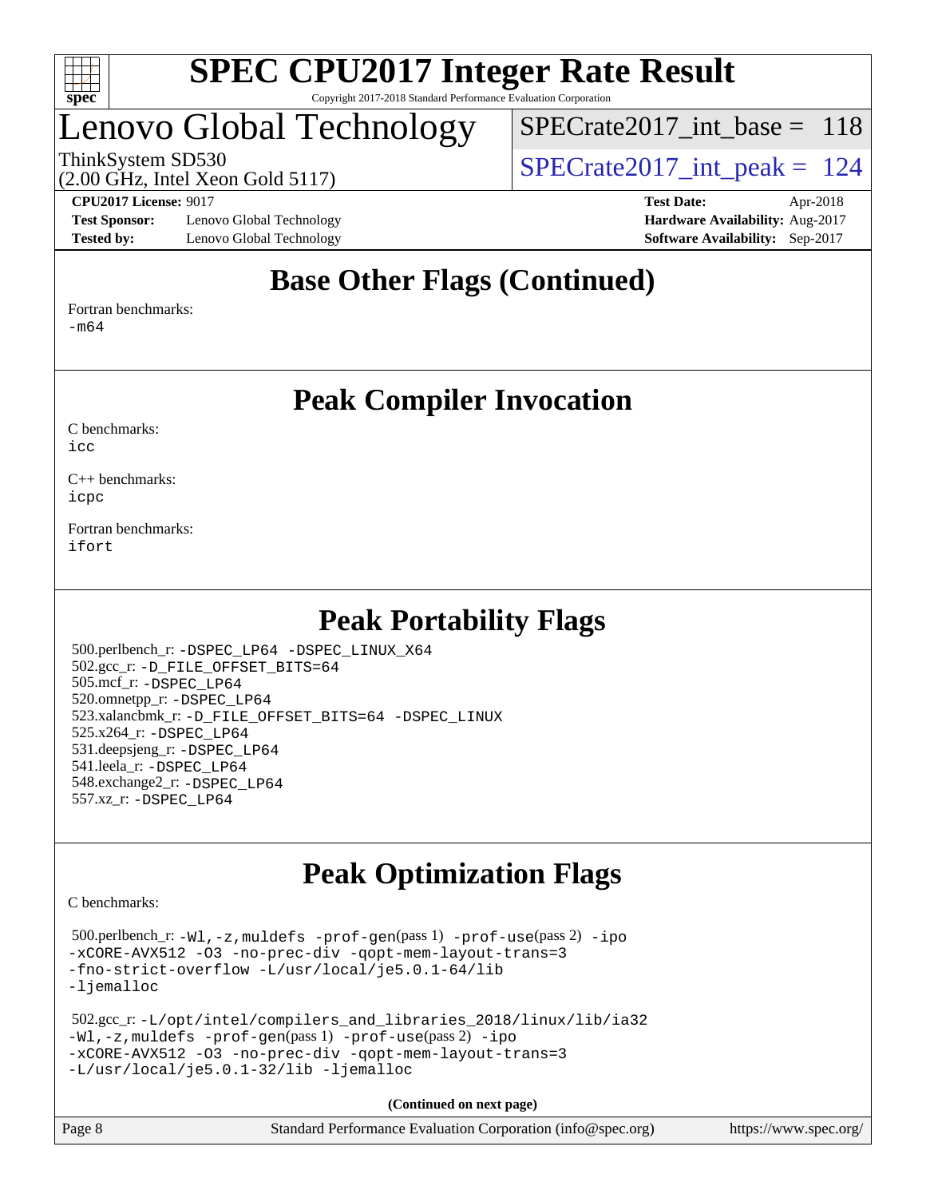# SPEC CPU2017 Integer Rate Result

Copyright 2017-2018 Standard Performance Evaluation Corporation

## Lenovo Global Technology

ThinkSystem SD530
(2.00 GHz, Intel Xeon Gold 5117)

SPECrate2017_int_base = 118

SPECrate2017_int_peak = 124

**CPU2017 License:** 9017
**Test Sponsor:** Lenovo Global Technology
**Tested by:** Lenovo Global Technology

**Test Date:** Apr-2018
**Hardware Availability:** Aug-2017
**Software Availability:** Sep-2017

## Base Other Flags (Continued)

Fortran benchmarks:
-m64

## Peak Compiler Invocation

C benchmarks:
icc

C++ benchmarks:
icpc

Fortran benchmarks:
ifort

## Peak Portability Flags

500.perlbench_r: -DSPEC_LP64 -DSPEC_LINUX_X64
502.gcc_r: -D_FILE_OFFSET_BITS=64
505.mcf_r: -DSPEC_LP64
520.omnetpp_r: -DSPEC_LP64
523.xalancbmk_r: -D_FILE_OFFSET_BITS=64 -DSPEC_LINUX
525.x264_r: -DSPEC_LP64
531.deepsjeng_r: -DSPEC_LP64
541.leela_r: -DSPEC_LP64
548.exchange2_r: -DSPEC_LP64
557.xz_r: -DSPEC_LP64

## Peak Optimization Flags

C benchmarks:

500.perlbench_r: -Wl,-z,muldefs -prof-gen(pass 1) -prof-use(pass 2) -ipo -xCORE-AVX512 -O3 -no-prec-div -qopt-mem-layout-trans=3 -fno-strict-overflow -L/usr/local/je5.0.1-64/lib -ljemalloc

502.gcc_r: -L/opt/intel/compilers_and_libraries_2018/linux/lib/ia32 -Wl,-z,muldefs -prof-gen(pass 1) -prof-use(pass 2) -ipo -xCORE-AVX512 -O3 -no-prec-div -qopt-mem-layout-trans=3 -L/usr/local/je5.0.1-32/lib -ljemalloc

**(Continued on next page)**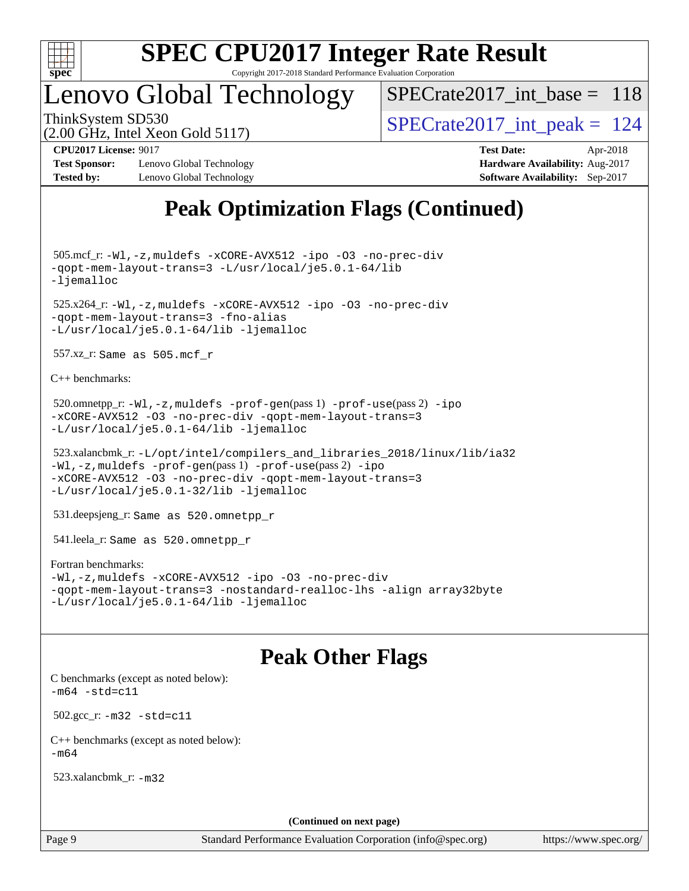## Peak Optimization Flags (Continued)

505.mcf_r: `-Wl,-z,muldefs -xCORE-AVX512 -ipo -O3 -no-prec-div -qopt-mem-layout-trans=3 -L/usr/local/je5.0.1-64/lib -ljemalloc`

525.x264_r: `-Wl,-z,muldefs -xCORE-AVX512 -ipo -O3 -no-prec-div -qopt-mem-layout-trans=3 -fno-alias -L/usr/local/je5.0.1-64/lib -ljemalloc`

557.xz_r: `Same as 505.mcf_r`

C++ benchmarks:

520.omnetpp_r: `-Wl,-z,muldefs -prof-gen`(pass 1) `-prof-use`(pass 2) `-ipo -xCORE-AVX512 -O3 -no-prec-div -qopt-mem-layout-trans=3 -L/usr/local/je5.0.1-64/lib -ljemalloc`

523.xalancbmk_r: `-L/opt/intel/compilers_and_libraries_2018/linux/lib/ia32 -Wl,-z,muldefs -prof-gen`(pass 1) `-prof-use`(pass 2) `-ipo -xCORE-AVX512 -O3 -no-prec-div -qopt-mem-layout-trans=3 -L/usr/local/je5.0.1-32/lib -ljemalloc`

531.deepsjeng_r: `Same as 520.omnetpp_r`

541.leela_r: `Same as 520.omnetpp_r`

Fortran benchmarks:
`-Wl,-z,muldefs -xCORE-AVX512 -ipo -O3 -no-prec-div -qopt-mem-layout-trans=3 -nostandard-realloc-lhs -align array32byte -L/usr/local/je5.0.1-64/lib -ljemalloc`

## Peak Other Flags

C benchmarks (except as noted below):
`-m64 -std=c11`

502.gcc_r: `-m32 -std=c11`

C++ benchmarks (except as noted below):
`-m64`

523.xalancbmk_r: `-m32`

**(Continued on next page)**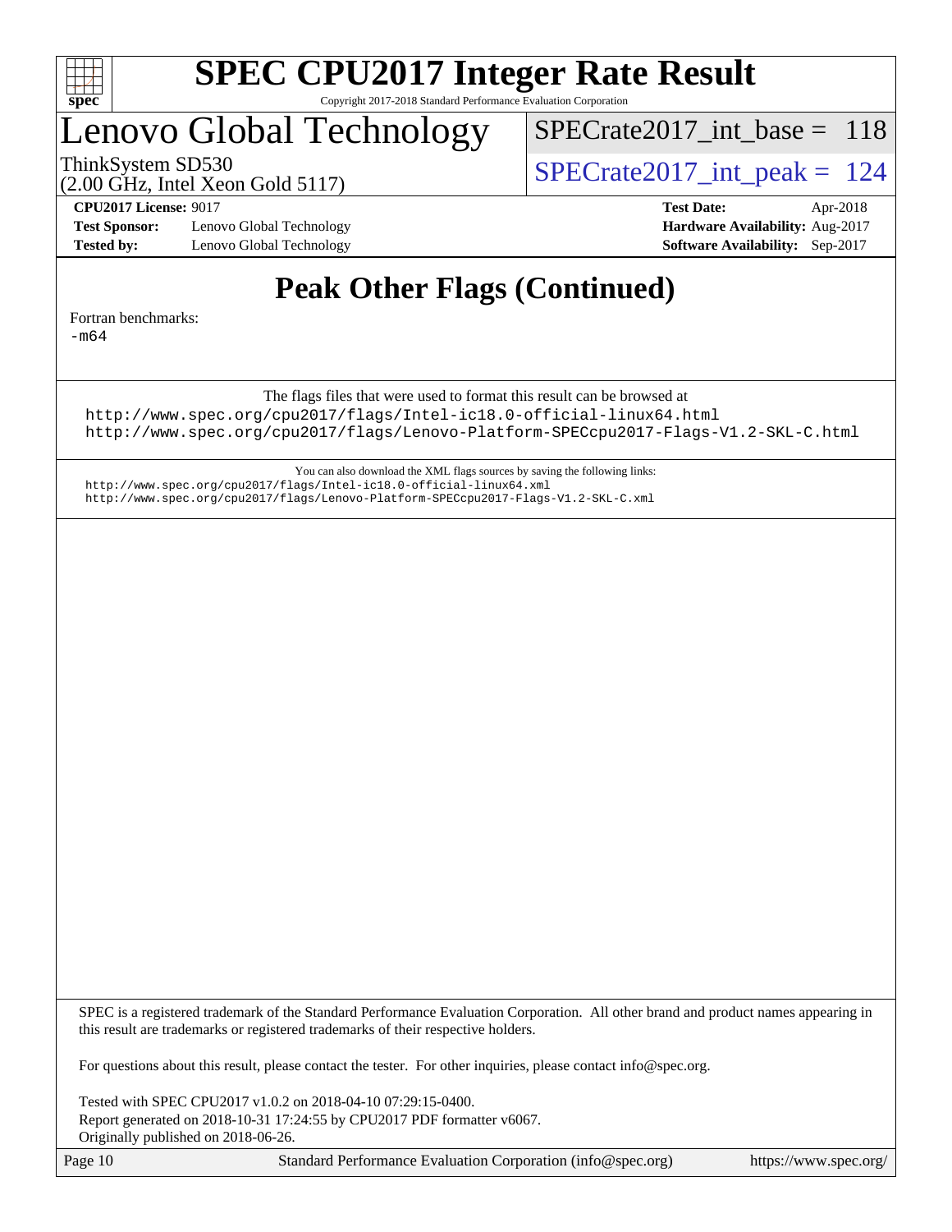# Peak Other Flags (Continued)

Fortran benchmarks:

-m64

The flags files that were used to format this result can be browsed at

http://www.spec.org/cpu2017/flags/Intel-ic18.0-official-linux64.html
http://www.spec.org/cpu2017/flags/Lenovo-Platform-SPECcpu2017-Flags-V1.2-SKL-C.html

You can also download the XML flags sources by saving the following links:

http://www.spec.org/cpu2017/flags/Intel-ic18.0-official-linux64.xml
http://www.spec.org/cpu2017/flags/Lenovo-Platform-SPECcpu2017-Flags-V1.2-SKL-C.xml

SPEC is a registered trademark of the Standard Performance Evaluation Corporation. All other brand and product names appearing in this result are trademarks or registered trademarks of their respective holders.

For questions about this result, please contact the tester. For other inquiries, please contact info@spec.org.

Tested with SPEC CPU2017 v1.0.2 on 2018-04-10 07:29:15-0400.
Report generated on 2018-10-31 17:24:55 by CPU2017 PDF formatter v6067.
Originally published on 2018-06-26.